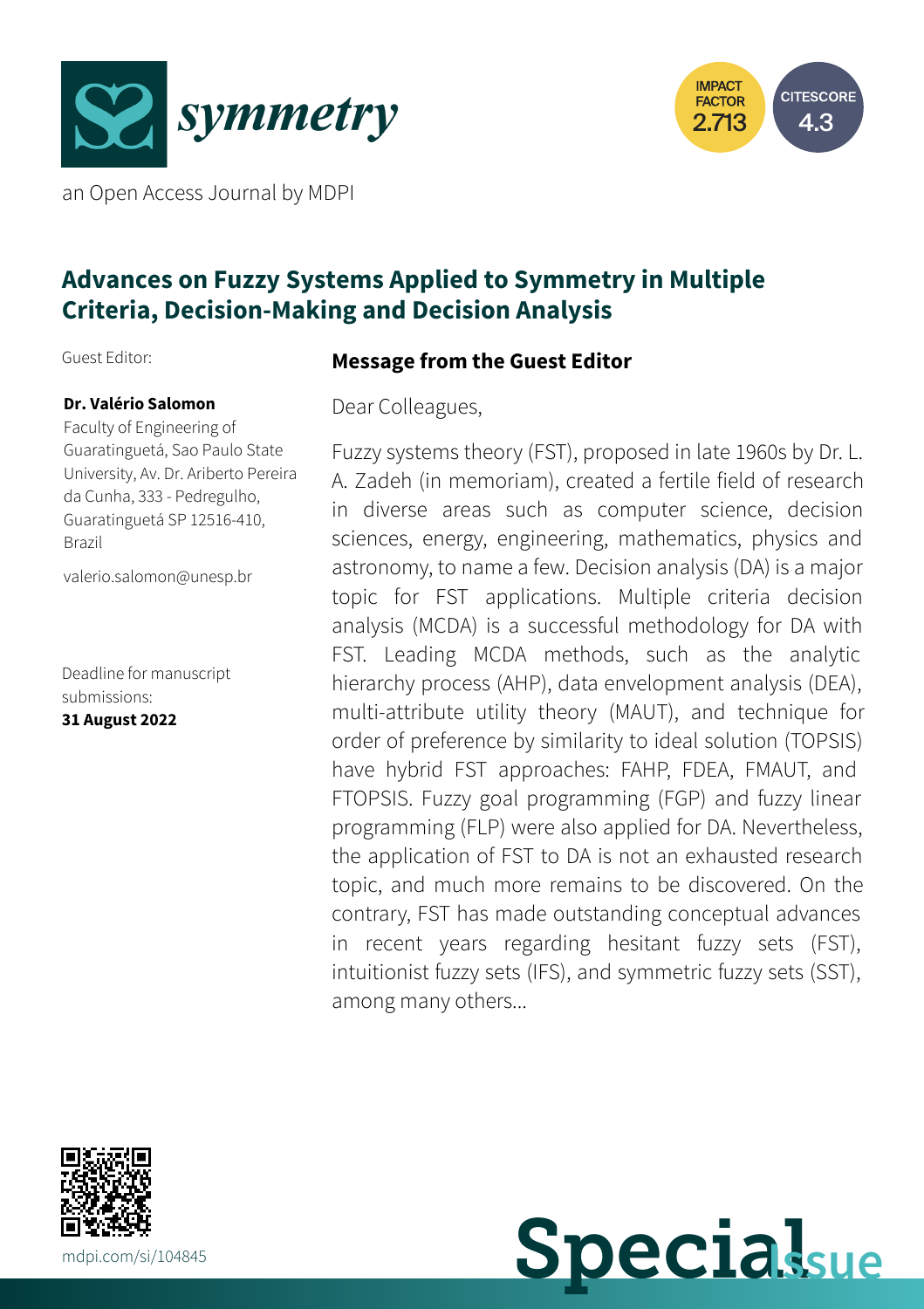**symmetry**

an Open Access Journal by MDPI

IMPACT FACTOR 2.713

CITESCORE 4.3

# Advances on Fuzzy Systems Applied to Symmetry in Multiple Criteria, Decision-Making and Decision Analysis

Guest Editor:

**Dr. Valério Salomon**
Faculty of Engineering of Guaratinguetá, Sao Paulo State University, Av. Dr. Ariberto Pereira da Cunha, 333 - Pedregulho, Guaratinguetá SP 12516-410, Brazil

valerio.salomon@unesp.br

Deadline for manuscript submissions:
**31 August 2022**

## Message from the Guest Editor

Dear Colleagues,

Fuzzy systems theory (FST), proposed in late 1960s by Dr. L. A. Zadeh (in memoriam), created a fertile field of research in diverse areas such as computer science, decision sciences, energy, engineering, mathematics, physics and astronomy, to name a few. Decision analysis (DA) is a major topic for FST applications. Multiple criteria decision analysis (MCDA) is a successful methodology for DA with FST. Leading MCDA methods, such as the analytic hierarchy process (AHP), data envelopment analysis (DEA), multi-attribute utility theory (MAUT), and technique for order of preference by similarity to ideal solution (TOPSIS) have hybrid FST approaches: FAHP, FDEA, FMAUT, and FTOPSIS. Fuzzy goal programming (FGP) and fuzzy linear programming (FLP) were also applied for DA. Nevertheless, the application of FST to DA is not an exhausted research topic, and much more remains to be discovered. On the contrary, FST has made outstanding conceptual advances in recent years regarding hesitant fuzzy sets (FST), intuitionist fuzzy sets (IFS), and symmetric fuzzy sets (SST), among many others...

mdpi.com/si/104845

**Special Issue**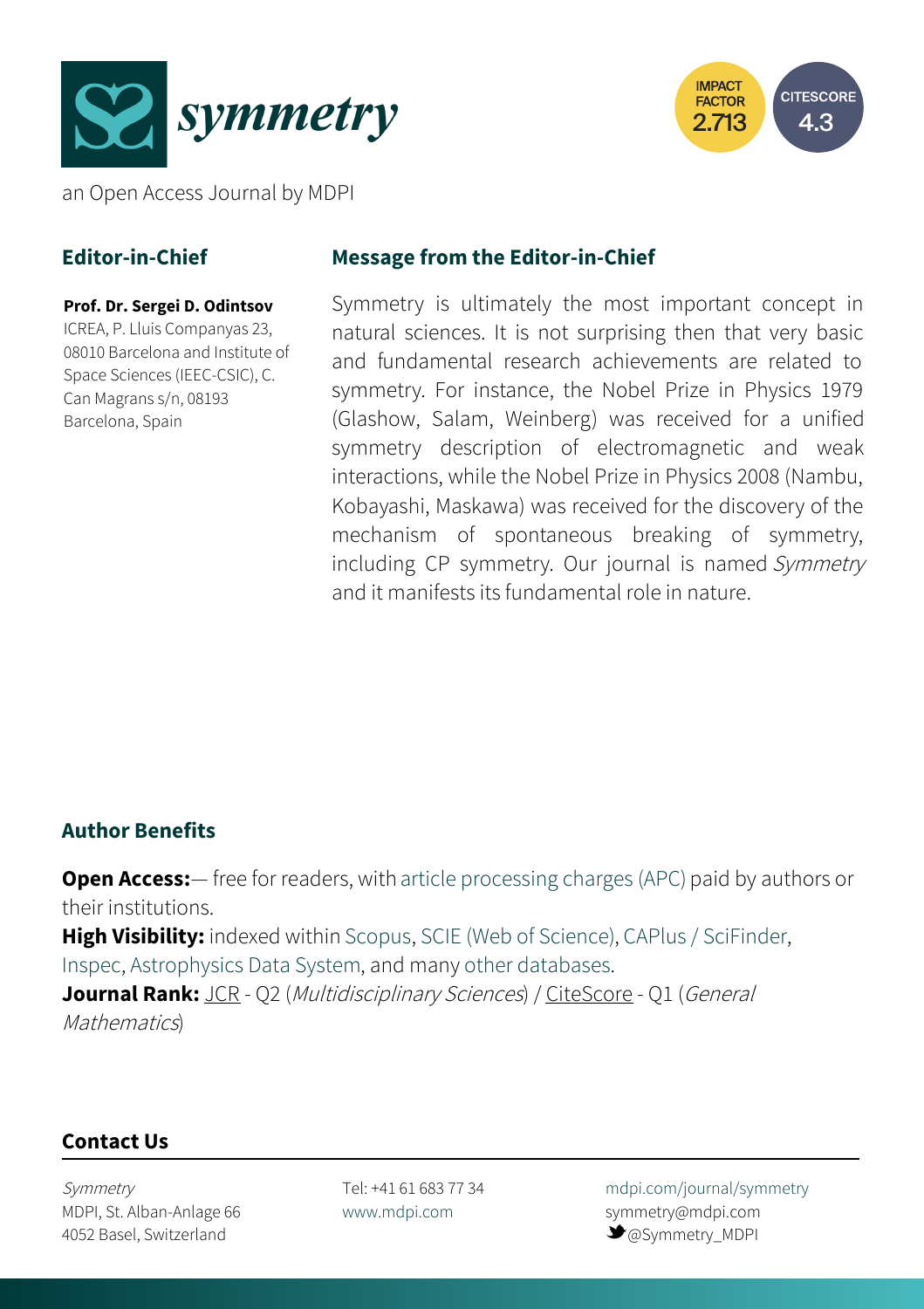# *symmetry*

IMPACT FACTOR 2.713

CITESCORE 4.3

an Open Access Journal by MDPI

## Editor-in-Chief

**Prof. Dr. Sergei D. Odintsov**
ICREA, P. Lluis Companyas 23, 08010 Barcelona and Institute of Space Sciences (IEEC-CSIC), C. Can Magrans s/n, 08193 Barcelona, Spain

## Message from the Editor-in-Chief

Symmetry is ultimately the most important concept in natural sciences. It is not surprising then that very basic and fundamental research achievements are related to symmetry. For instance, the Nobel Prize in Physics 1979 (Glashow, Salam, Weinberg) was received for a unified symmetry description of electromagnetic and weak interactions, while the Nobel Prize in Physics 2008 (Nambu, Kobayashi, Maskawa) was received for the discovery of the mechanism of spontaneous breaking of symmetry, including CP symmetry. Our journal is named *Symmetry* and it manifests its fundamental role in nature.

## Author Benefits

**Open Access:**— free for readers, with article processing charges (APC) paid by authors or their institutions.
**High Visibility:** indexed within Scopus, SCIE (Web of Science), CAPlus / SciFinder, Inspec, Astrophysics Data System, and many other databases.
**Journal Rank:** JCR - Q2 (*Multidisciplinary Sciences*) / CiteScore - Q1 (*General Mathematics*)

## Contact Us

*Symmetry*
MDPI, St. Alban-Anlage 66
4052 Basel, Switzerland

Tel: +41 61 683 77 34
www.mdpi.com

mdpi.com/journal/symmetry
symmetry@mdpi.com
@Symmetry_MDPI